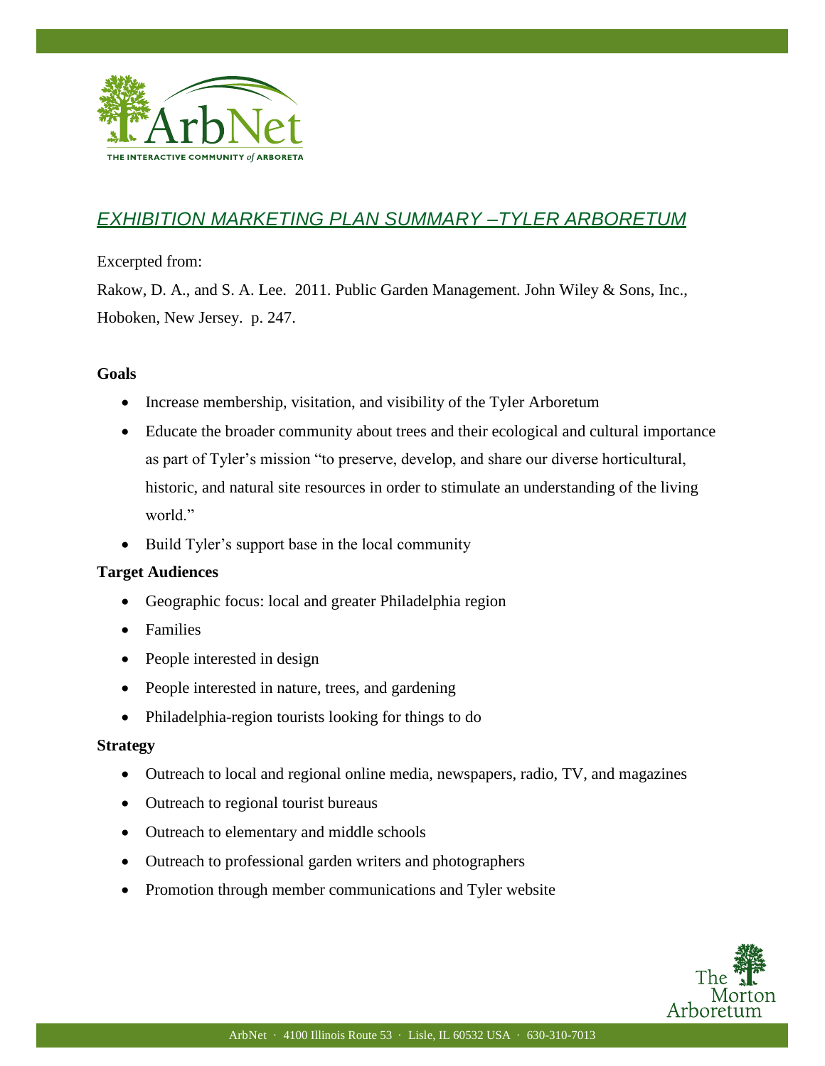# EXHIBITION MARKETING PLAN SUMMARY –TYLER ARBORETUM

Excerpted from:

Rakow, D. A., and S. A. Lee. 2011. Public Garden Management. John Wiley & Sons, Inc., Hoboken, New Jersey. p. 247.

**Goals**

- Increase membership, visitation, and visibility of the Tyler Arboretum
- Educate the broader community about trees and their ecological and cultural importance as part of Tyler's mission "to preserve, develop, and share our diverse horticultural, historic, and natural site resources in order to stimulate an understanding of the living world."
- Build Tyler's support base in the local community

**Target Audiences**

- Geographic focus: local and greater Philadelphia region
- Families
- People interested in design
- People interested in nature, trees, and gardening
- Philadelphia-region tourists looking for things to do

**Strategy**

- Outreach to local and regional online media, newspapers, radio, TV, and magazines
- Outreach to regional tourist bureaus
- Outreach to elementary and middle schools
- Outreach to professional garden writers and photographers
- Promotion through member communications and Tyler website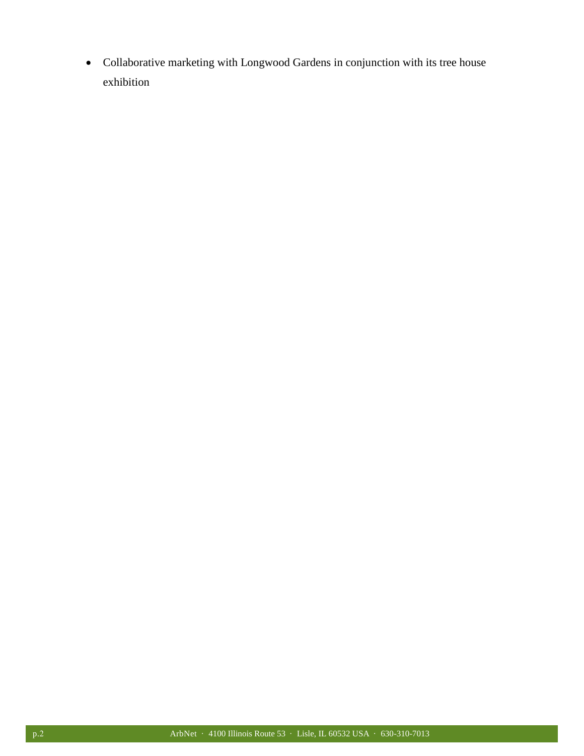- Collaborative marketing with Longwood Gardens in conjunction with its tree house exhibition